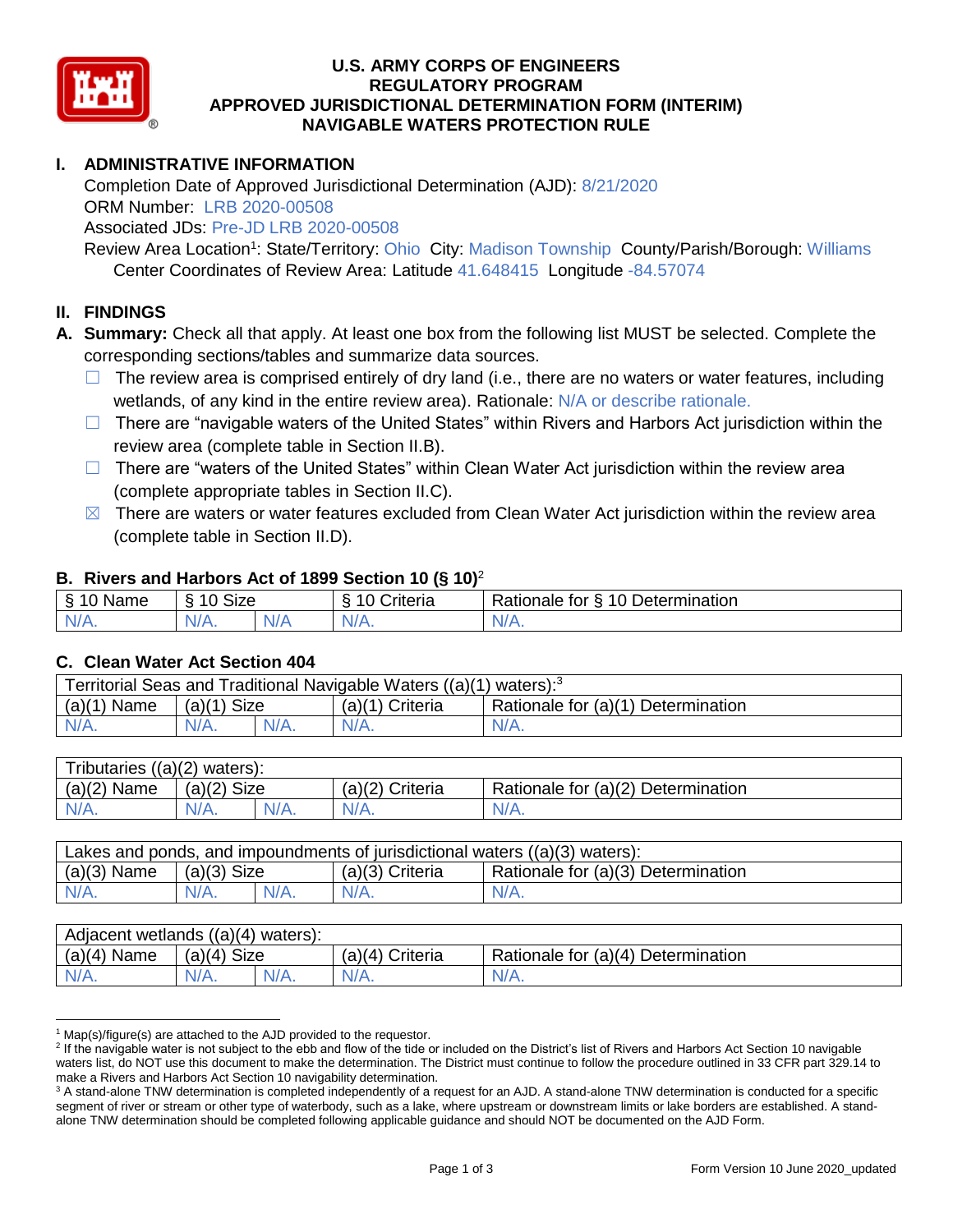# U.S. ARMY CORPS OF ENGINEERS
# REGULATORY PROGRAM
# APPROVED JURISDICTIONAL DETERMINATION FORM (INTERIM)
# NAVIGABLE WATERS PROTECTION RULE

## I. ADMINISTRATIVE INFORMATION

Completion Date of Approved Jurisdictional Determination (AJD): 8/21/2020
ORM Number: LRB 2020-00508
Associated JDs: Pre-JD LRB 2020-00508
Review Area Location[1]: State/Territory: Ohio City: Madison Township County/Parish/Borough: Williams
Center Coordinates of Review Area: Latitude 41.648415 Longitude -84.57074

## II. FINDINGS

**A. Summary:** Check all that apply. At least one box from the following list MUST be selected. Complete the corresponding sections/tables and summarize data sources.

- ☐ The review area is comprised entirely of dry land (i.e., there are no waters or water features, including wetlands, of any kind in the entire review area). Rationale: N/A or describe rationale.
- ☐ There are "navigable waters of the United States" within Rivers and Harbors Act jurisdiction within the review area (complete table in Section II.B).
- ☐ There are "waters of the United States" within Clean Water Act jurisdiction within the review area (complete appropriate tables in Section II.C).
- ☒ There are waters or water features excluded from Clean Water Act jurisdiction within the review area (complete table in Section II.D).

### B. Rivers and Harbors Act of 1899 Section 10 (§ 10)[2]

| § 10 Name | § 10 Size | | § 10 Criteria | Rationale for § 10 Determination |
|---|---|---|---|---|
| N/A. | N/A. | N/A | N/A. | N/A. |

### C. Clean Water Act Section 404

| Territorial Seas and Traditional Navigable Waters ((a)(1) waters):[3] | | | | |
|---|---|---|---|---|
| (a)(1) Name | (a)(1) Size | | (a)(1) Criteria | Rationale for (a)(1) Determination |
| N/A. | N/A. | N/A. | N/A. | N/A. |

| Tributaries ((a)(2) waters): | | | | |
|---|---|---|---|---|
| (a)(2) Name | (a)(2) Size | | (a)(2) Criteria | Rationale for (a)(2) Determination |
| N/A. | N/A. | N/A. | N/A. | N/A. |

| Lakes and ponds, and impoundments of jurisdictional waters ((a)(3) waters): | | | | |
|---|---|---|---|---|
| (a)(3) Name | (a)(3) Size | | (a)(3) Criteria | Rationale for (a)(3) Determination |
| N/A. | N/A. | N/A. | N/A. | N/A. |

| Adjacent wetlands ((a)(4) waters): | | | | |
|---|---|---|---|---|
| (a)(4) Name | (a)(4) Size | | (a)(4) Criteria | Rationale for (a)(4) Determination |
| N/A. | N/A. | N/A. | N/A. | N/A. |

---

[1] Map(s)/figure(s) are attached to the AJD provided to the requestor.

[2] If the navigable water is not subject to the ebb and flow of the tide or included on the District's list of Rivers and Harbors Act Section 10 navigable waters list, do NOT use this document to make the determination. The District must continue to follow the procedure outlined in 33 CFR part 329.14 to make a Rivers and Harbors Act Section 10 navigability determination.

[3] A stand-alone TNW determination is completed independently of a request for an AJD. A stand-alone TNW determination is conducted for a specific segment of river or stream or other type of waterbody, such as a lake, where upstream or downstream limits or lake borders are established. A stand-alone TNW determination should be completed following applicable guidance and should NOT be documented on the AJD Form.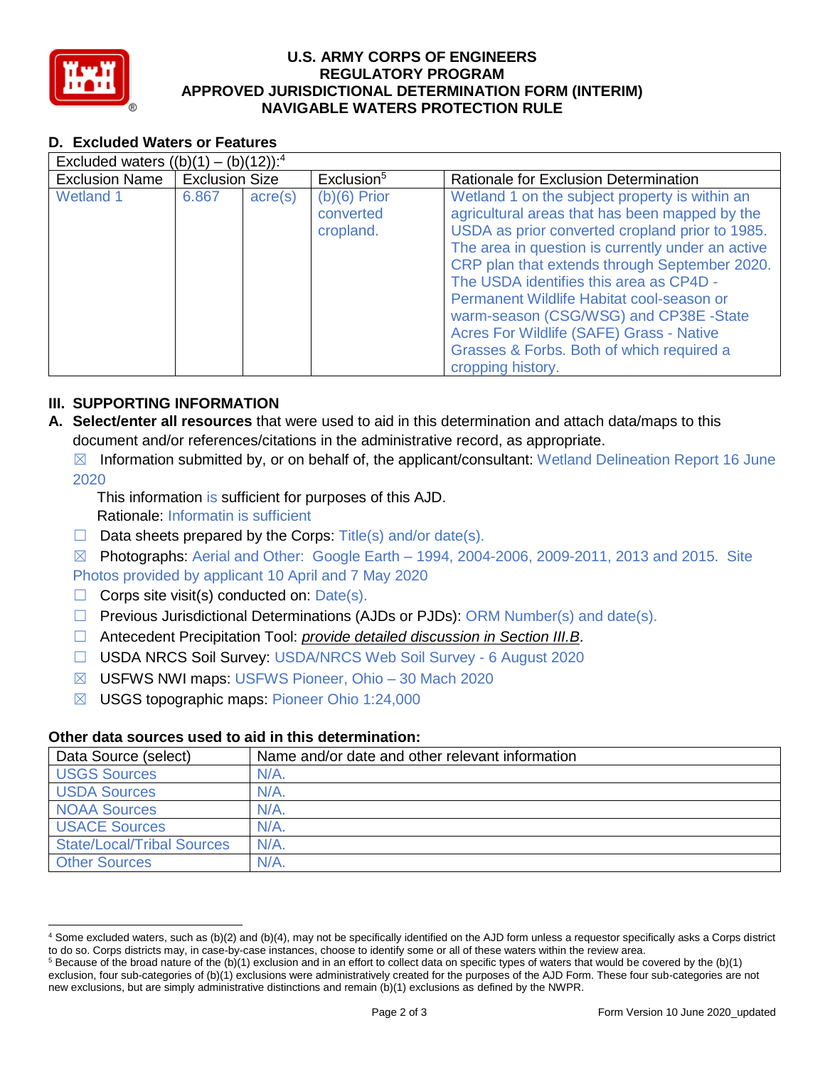# U.S. ARMY CORPS OF ENGINEERS
## REGULATORY PROGRAM
## APPROVED JURISDICTIONAL DETERMINATION FORM (INTERIM)
## NAVIGABLE WATERS PROTECTION RULE

### D. Excluded Waters or Features

| Excluded waters ((b)(1) – (b)(12)):[4] | | | | |
|---|---|---|---|---|
| Exclusion Name | Exclusion Size | | Exclusion[5] | Rationale for Exclusion Determination |
| Wetland 1 | 6.867 | acre(s) | (b)(6) Prior converted cropland. | Wetland 1 on the subject property is within an agricultural areas that has been mapped by the USDA as prior converted cropland prior to 1985. The area in question is currently under an active CRP plan that extends through September 2020. The USDA identifies this area as CP4D - Permanent Wildlife Habitat cool-season or warm-season (CSG/WSG) and CP38E -State Acres For Wildlife (SAFE) Grass - Native Grasses & Forbs. Both of which required a cropping history. |

## III. SUPPORTING INFORMATION

**A. Select/enter all resources** that were used to aid in this determination and attach data/maps to this document and/or references/citations in the administrative record, as appropriate.

☒ Information submitted by, or on behalf of, the applicant/consultant: Wetland Delineation Report 16 June 2020

This information is sufficient for purposes of this AJD.
Rationale: Informatin is sufficient

☐ Data sheets prepared by the Corps: Title(s) and/or date(s).

☒ Photographs: Aerial and Other: Google Earth – 1994, 2004-2006, 2009-2011, 2013 and 2015. Site Photos provided by applicant 10 April and 7 May 2020

☐ Corps site visit(s) conducted on: Date(s).

☐ Previous Jurisdictional Determinations (AJDs or PJDs): ORM Number(s) and date(s).

☐ Antecedent Precipitation Tool: *provide detailed discussion in Section III.B*.

☐ USDA NRCS Soil Survey: USDA/NRCS Web Soil Survey - 6 August 2020

☒ USFWS NWI maps: USFWS Pioneer, Ohio – 30 Mach 2020

☒ USGS topographic maps: Pioneer Ohio 1:24,000

### Other data sources used to aid in this determination:

| Data Source (select) | Name and/or date and other relevant information |
|---|---|
| USGS Sources | N/A. |
| USDA Sources | N/A. |
| NOAA Sources | N/A. |
| USACE Sources | N/A. |
| State/Local/Tribal Sources | N/A. |
| Other Sources | N/A. |

[4] Some excluded waters, such as (b)(2) and (b)(4), may not be specifically identified on the AJD form unless a requestor specifically asks a Corps district to do so. Corps districts may, in case-by-case instances, choose to identify some or all of these waters within the review area.

[5] Because of the broad nature of the (b)(1) exclusion and in an effort to collect data on specific types of waters that would be covered by the (b)(1) exclusion, four sub-categories of (b)(1) exclusions were administratively created for the purposes of the AJD Form. These four sub-categories are not new exclusions, but are simply administrative distinctions and remain (b)(1) exclusions as defined by the NWPR.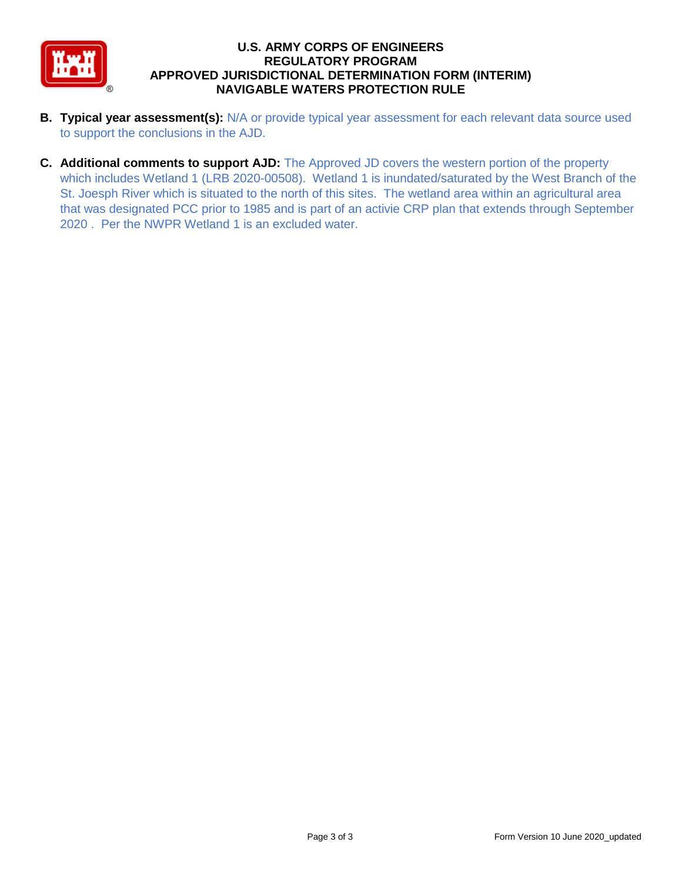**B. Typical year assessment(s):** N/A or provide typical year assessment for each relevant data source used to support the conclusions in the AJD.

**C. Additional comments to support AJD:** The Approved JD covers the western portion of the property which includes Wetland 1 (LRB 2020-00508). Wetland 1 is inundated/saturated by the West Branch of the St. Joesph River which is situated to the north of this sites. The wetland area within an agricultural area that was designated PCC prior to 1985 and is part of an activie CRP plan that extends through September 2020 . Per the NWPR Wetland 1 is an excluded water.